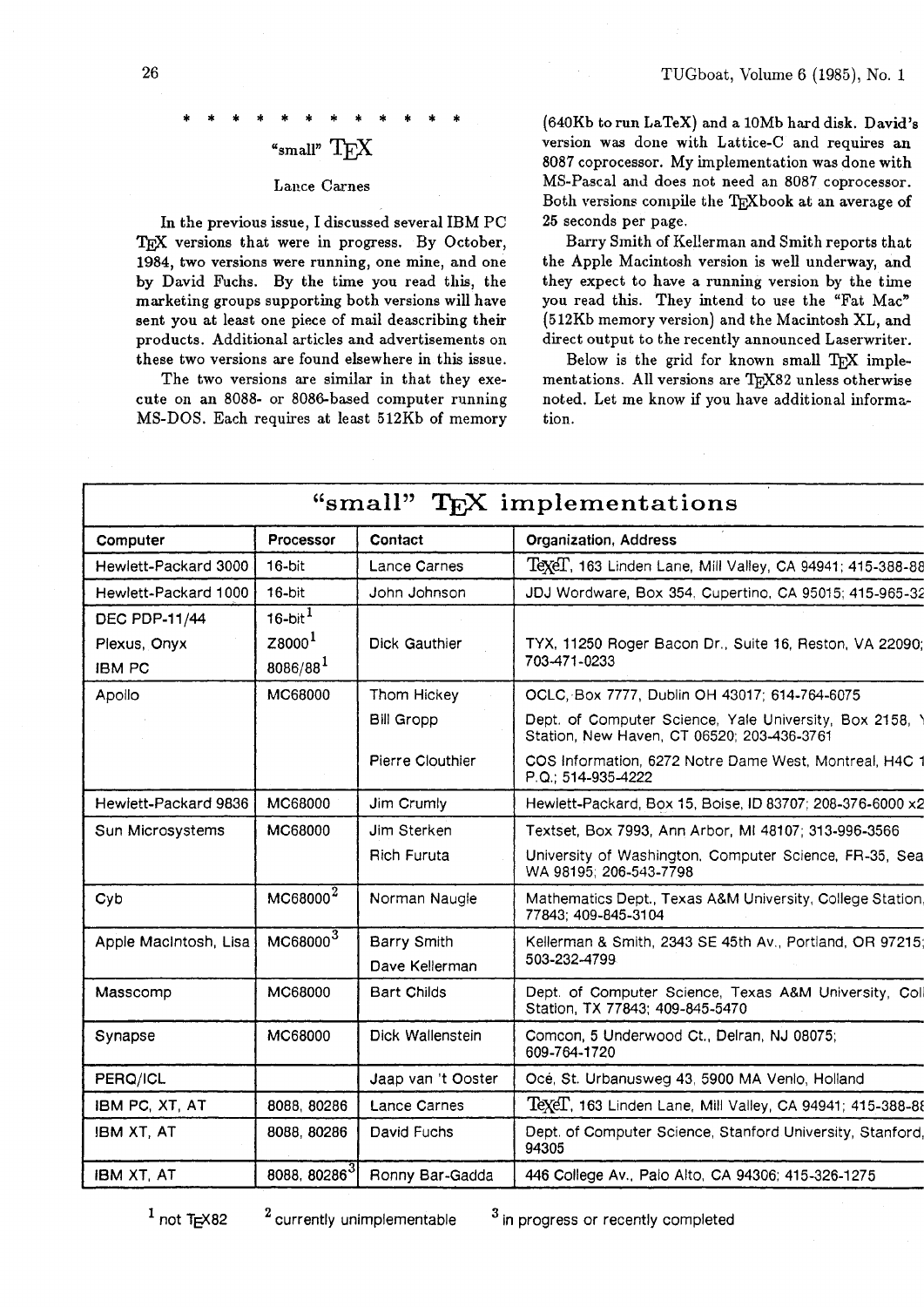\* \* \* \* \* \* \* \* \* \* \* \* \*

## "small" TEX

Lance Carnes

In the previous issue, I discussed several IBM PC TEX versions that were in progress. By October, 1984, two versions were running, one mine, and one by David Fuchs. By the time you read this, the marketing groups supporting both versions will have sent you at least one piece of mail deascribing their products. Additional articles and advertisements on these two versions are found elsewhere in this issue.

The two versions are similar in that they execute on an 8088- or 8086-based computer running MS-DOS. Each requires at least 512Kb of memory (640Kb to run LaTeX) and a 10Mb hard disk. David's version was done with Lattice-C and requires an 8087 coprocessor. My implementation was done with MS-Pascal and does not need an 8087 coprocessor. Both versions compile the TEXbook at an average of 25 seconds per page.

Barry Smith of Kellerman and Smith reports that the Apple Macintosh version is well underway, and they expect to have a running version by the time you read this. They intend to use the "Fat Mac" (512Kb memory version) and the Macintosh XL, and direct output to the recently announced Laserwriter.

Below is the grid for known small TEX implementations. All versions are TEX82 unless otherwise noted. Let me know if you have additional information.

### "small" TEX implementations

| Computer | Processor | Contact | Organization, Address |
|---|---|---|---|
| Hewlett-Packard 3000 | 16-bit | Lance Carnes | TeXeT, 163 Linden Lane, Mill Valley, CA 94941; 415-388-88 |
| Hewlett-Packard 1000 | 16-bit | John Johnson | JDJ Wordware, Box 354, Cupertino, CA 95015; 415-965-32 |
| DEC PDP-11/44<br>Plexus, Onyx<br>IBM PC | 16-bit[1]<br>Z8000[1]<br>8086/88[1] | Dick Gauthier | TYX, 11250 Roger Bacon Dr., Suite 16, Reston, VA 22090; 703-471-0233 |
| Apollo | MC68000 | Thom Hickey | OCLC, Box 7777, Dublin OH 43017; 614-764-6075 |
| | | Bill Gropp | Dept. of Computer Science, Yale University, Box 2158, Y Station, New Haven, CT 06520; 203-436-3761 |
| | | Pierre Clouthier | COS Information, 6272 Notre Dame West, Montreal, H4C 1 P.Q.; 514-935-4222 |
| Hewlett-Packard 9836 | MC68000 | Jim Crumly | Hewlett-Packard, Box 15, Boise, ID 83707; 208-376-6000 x2 |
| Sun Microsystems | MC68000 | Jim Sterken | Textset, Box 7993, Ann Arbor, MI 48107; 313-996-3566 |
| | | Rich Furuta | University of Washington, Computer Science, FR-35, Sea WA 98195; 206-543-7798 |
| Cyb | MC68000[2] | Norman Naugle | Mathematics Dept., Texas A&M University, College Station, 77843; 409-845-3104 |
| Apple Macintosh, Lisa | MC68000[3] | Barry Smith<br>Dave Kellerman | Kellerman & Smith, 2343 SE 45th Av., Portland, OR 97215; 503-232-4799 |
| Masscomp | MC68000 | Bart Childs | Dept. of Computer Science, Texas A&M University, Coll Station, TX 77843; 409-845-5470 |
| Synapse | MC68000 | Dick Wallenstein | Comcon, 5 Underwood Ct., Delran, NJ 08075; 609-764-1720 |
| PERQ/ICL | | Jaap van 't Ooster | Océ, St. Urbanusweg 43, 5900 MA Venlo, Holland |
| IBM PC, XT, AT | 8088, 80286 | Lance Carnes | TeXeT, 163 Linden Lane, Mill Valley, CA 94941; 415-388-88 |
| IBM XT, AT | 8088, 80286 | David Fuchs | Dept. of Computer Science, Stanford University, Stanford, 94305 |
| IBM XT, AT | 8088, 80286[3] | Ronny Bar-Gadda | 446 College Av., Palo Alto, CA 94306; 415-326-1275 |

[1] not TEX82 [2] currently unimplementable [3] in progress or recently completed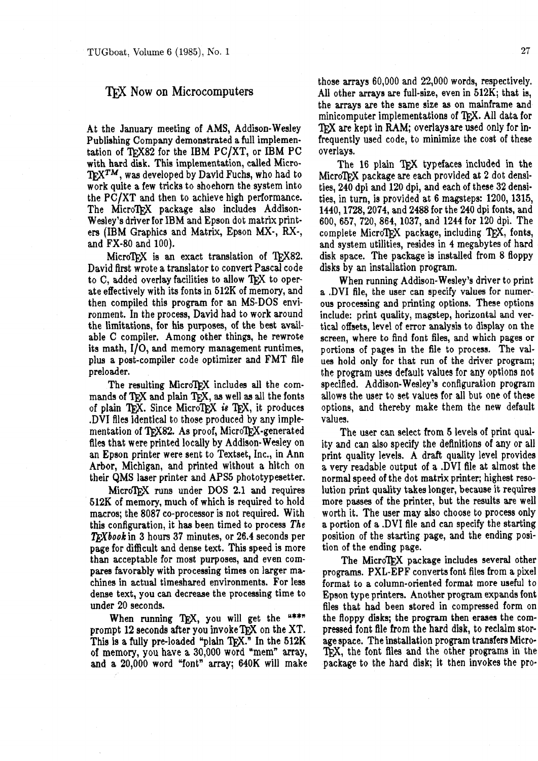# TEX Now on Microcomputers

At the January meeting of AMS, Addison-Wesley Publishing Company demonstrated a full implementation of TEX82 for the IBM PC/XT, or IBM PC with hard disk. This implementation, called MicroTEX™, was developed by David Fuchs, who had to work quite a few tricks to shoehorn the system into the PC/XT and then to achieve high performance. The MicroTEX package also includes Addison-Wesley's driver for IBM and Epson dot matrix printers (IBM Graphics and Matrix, Epson MX-, RX-, and FX-80 and 100).

MicroTEX is an exact translation of TEX82. David first wrote a translator to convert Pascal code to C, added overlay facilities to allow TEX to operate effectively with its fonts in 512K of memory, and then compiled this program for an MS-DOS environment. In the process, David had to work around the limitations, for his purposes, of the best available C compiler. Among other things, he rewrote its math, I/O, and memory management runtimes, plus a post-compiler code optimizer and FMT file preloader.

The resulting MicroTEX includes all the commands of TEX and plain TEX, as well as all the fonts of plain TEX. Since MicroTEX *is* TEX, it produces .DVI files identical to those produced by any implementation of TEX82. As proof, MicroTEX-generated files that were printed locally by Addison-Wesley on an Epson printer were sent to Textset, Inc., in Ann Arbor, Michigan, and printed without a hitch on their QMS laser printer and APS5 phototypesetter.

MicroTEX runs under DOS 2.1 and requires 512K of memory, much of which is required to hold macros; the 8087 co-processor is not required. With this configuration, it has been timed to process *The TEXbook* in 3 hours 37 minutes, or 26.4 seconds per page for difficult and dense text. This speed is more than acceptable for most purposes, and even compares favorably with processing times on larger machines in actual timeshared environments. For less dense text, you can decrease the processing time to under 20 seconds.

When running TEX, you will get the "**" prompt 12 seconds after you invoke TEX on the XT. This is a fully pre-loaded "plain TEX." In the 512K of memory, you have a 30,000 word "mem" array, and a 20,000 word "font" array; 640K will make those arrays 60,000 and 22,000 words, respectively. All other arrays are full-size, even in 512K; that is, the arrays are the same size as on mainframe and minicomputer implementations of TEX. All data for TEX are kept in RAM; overlays are used only for infrequently used code, to minimize the cost of these overlays.

The 16 plain TEX typefaces included in the MicroTEX package are each provided at 2 dot densities, 240 dpi and 120 dpi, and each of these 32 densities, in turn, is provided at 6 magsteps: 1200, 1315, 1440, 1728, 2074, and 2488 for the 240 dpi fonts, and 600, 657, 720, 864, 1037, and 1244 for 120 dpi. The complete MicroTEX package, including TEX, fonts, and system utilities, resides in 4 megabytes of hard disk space. The package is installed from 8 floppy disks by an installation program.

When running Addison-Wesley's driver to print a .DVI file, the user can specify values for numerous processing and printing options. These options include: print quality, magstep, horizontal and vertical offsets, level of error analysis to display on the screen, where to find font files, and which pages or portions of pages in the file to process. The values hold only for that run of the driver program; the program uses default values for any options not specified. Addison-Wesley's configuration program allows the user to set values for all but one of these options, and thereby make them the new default values.

The user can select from 5 levels of print quality and can also specify the definitions of any or all print quality levels. A draft quality level provides a very readable output of a .DVI file at almost the normal speed of the dot matrix printer; highest resolution print quality takes longer, because it requires more passes of the printer, but the results are well worth it. The user may also choose to process only a portion of a .DVI file and can specify the starting position of the starting page, and the ending position of the ending page.

The MicroTEX package includes several other programs. PXL-EPF converts font files from a pixel format to a column-oriented format more useful to Epson type printers. Another program expands font files that had been stored in compressed form on the floppy disks; the program then erases the compressed font file from the hard disk, to reclaim storage space. The installation program transfers MicroTEX, the font files and the other programs in the package to the hard disk; it then invokes the pro-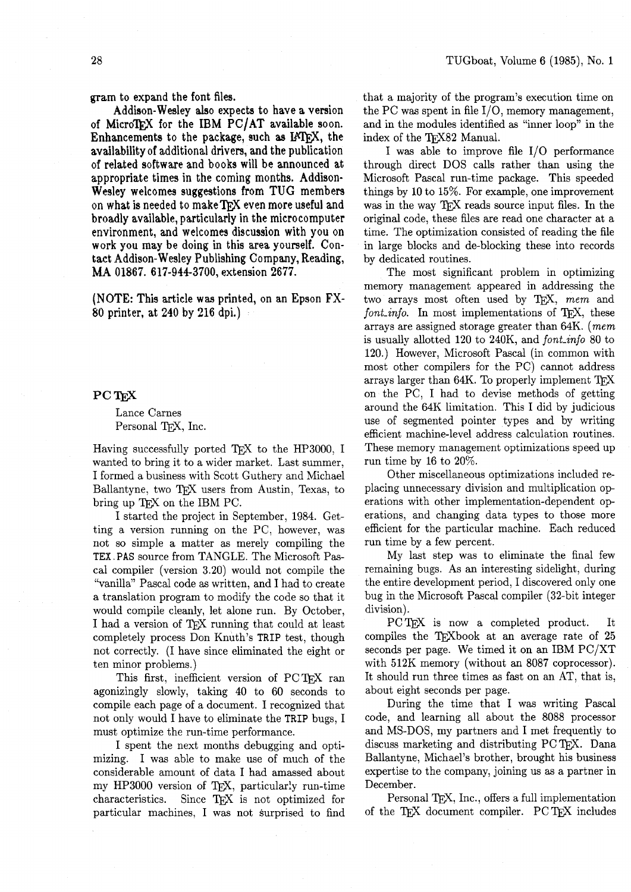gram to expand the font files.

Addison-Wesley also expects to have a version of MicroTEX for the IBM PC/AT available soon. Enhancements to the package, such as LATEX, the availability of additional drivers, and the publication of related software and books will be announced at appropriate times in the coming months. Addison-Wesley welcomes suggestions from TUG members on what is needed to make TEX even more useful and broadly available, particularly in the microcomputer environment, and welcomes discussion with you on work you may be doing in this area yourself. Contact Addison-Wesley Publishing Company, Reading, MA 01867. 617-944-3700, extension 2677.

(NOTE: This article was printed, on an Epson FX-80 printer, at 240 by 216 dpi.)

## PC TEX

Lance Carnes
Personal TEX, Inc.

Having successfully ported TEX to the HP3000, I wanted to bring it to a wider market. Last summer, I formed a business with Scott Guthery and Michael Ballantyne, two TEX users from Austin, Texas, to bring up TEX on the IBM PC.

I started the project in September, 1984. Getting a version running on the PC, however, was not so simple a matter as merely compiling the TEX.PAS source from TANGLE. The Microsoft Pascal compiler (version 3.20) would not compile the "vanilla" Pascal code as written, and I had to create a translation program to modify the code so that it would compile cleanly, let alone run. By October, I had a version of TEX running that could at least completely process Don Knuth's TRIP test, though not correctly. (I have since eliminated the eight or ten minor problems.)

This first, inefficient version of PC TEX ran agonizingly slowly, taking 40 to 60 seconds to compile each page of a document. I recognized that not only would I have to eliminate the TRIP bugs, I must optimize the run-time performance.

I spent the next months debugging and optimizing. I was able to make use of much of the considerable amount of data I had amassed about my HP3000 version of TEX, particularly run-time characteristics. Since TEX is not optimized for particular machines, I was not surprised to find that a majority of the program's execution time on the PC was spent in file I/O, memory management, and in the modules identified as "inner loop" in the index of the TEX82 Manual.

I was able to improve file I/O performance through direct DOS calls rather than using the Microsoft Pascal run-time package. This speeded things by 10 to 15%. For example, one improvement was in the way TEX reads source input files. In the original code, these files are read one character at a time. The optimization consisted of reading the file in large blocks and de-blocking these into records by dedicated routines.

The most significant problem in optimizing memory management appeared in addressing the two arrays most often used by TEX, *mem* and *font_info*. In most implementations of TEX, these arrays are assigned storage greater than 64K. (*mem* is usually allotted 120 to 240K, and *font_info* 80 to 120.) However, Microsoft Pascal (in common with most other compilers for the PC) cannot address arrays larger than 64K. To properly implement TEX on the PC, I had to devise methods of getting around the 64K limitation. This I did by judicious use of segmented pointer types and by writing efficient machine-level address calculation routines. These memory management optimizations speed up run time by 16 to 20%.

Other miscellaneous optimizations included replacing unnecessary division and multiplication operations with other implementation-dependent operations, and changing data types to those more efficient for the particular machine. Each reduced run time by a few percent.

My last step was to eliminate the final few remaining bugs. As an interesting sidelight, during the entire development period, I discovered only one bug in the Microsoft Pascal compiler (32-bit integer division).

PC TEX is now a completed product. It compiles the TEXbook at an average rate of 25 seconds per page. We timed it on an IBM PC/XT with 512K memory (without an 8087 coprocessor). It should run three times as fast on an AT, that is, about eight seconds per page.

During the time that I was writing Pascal code, and learning all about the 8088 processor and MS-DOS, my partners and I met frequently to discuss marketing and distributing PC TEX. Dana Ballantyne, Michael's brother, brought his business expertise to the company, joining us as a partner in December.

Personal TEX, Inc., offers a full implementation of the TEX document compiler. PC TEX includes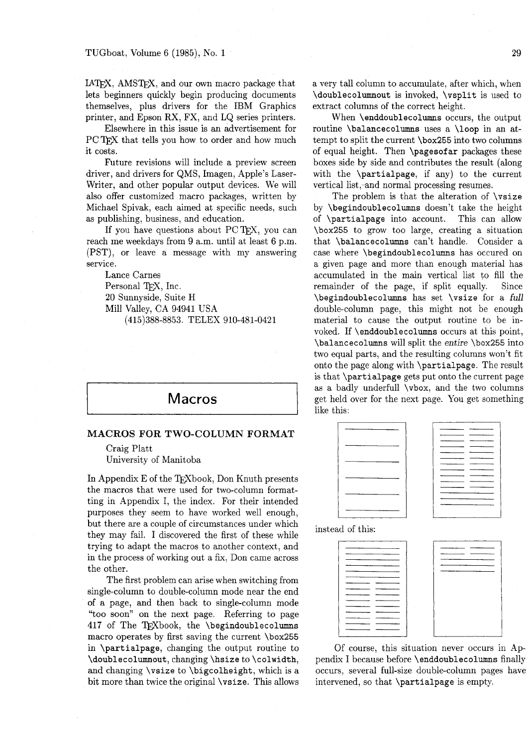LaTeX, AMSTeX, and our own macro package that lets beginners quickly begin producing documents themselves, plus drivers for the IBM Graphics printer, and Epson RX, FX, and LQ series printers.

Elsewhere in this issue is an advertisement for PC TeX that tells you how to order and how much it costs.

Future revisions will include a preview screen driver, and drivers for QMS, Imagen, Apple's LaserWriter, and other popular output devices. We will also offer customized macro packages, written by Michael Spivak, each aimed at specific needs, such as publishing, business, and education.

If you have questions about PC TeX, you can reach me weekdays from 9 a.m. until at least 6 p.m. (PST), or leave a message with my answering service.

Lance Carnes
Personal TeX, Inc.
20 Sunnyside, Suite H
Mill Valley, CA 94941 USA
(415)388-8853. TELEX 910-481-0421

# Macros

## MACROS FOR TWO-COLUMN FORMAT

Craig Platt
University of Manitoba

In Appendix E of the TeXbook, Don Knuth presents the macros that were used for two-column formatting in Appendix I, the index. For their intended purposes they seem to have worked well enough, but there are a couple of circumstances under which they may fail. I discovered the first of these while trying to adapt the macros to another context, and in the process of working out a fix, Don came across the other.

The first problem can arise when switching from single-column to double-column mode near the end of a page, and then back to single-column mode "too soon" on the next page. Referring to page 417 of The TeXbook, the `\begindoublecolumns` macro operates by first saving the current `\box255` in `\partialpage`, changing the output routine to `\doublecolumnout`, changing `\hsize` to `\colwidth`, and changing `\vsize` to `\bigcolheight`, which is a bit more than twice the original `\vsize`. This allows a very tall column to accumulate, after which, when `\doublecolumnout` is invoked, `\vsplit` is used to extract columns of the correct height.

When `\enddoublecolumns` occurs, the output routine `\balancecolumns` uses a `\loop` in an attempt to split the current `\box255` into two columns of equal height. Then `\pagesofar` packages these boxes side by side and contributes the result (along with the `\partialpage`, if any) to the current vertical list, and normal processing resumes.

The problem is that the alteration of `\vsize` by `\begindoublecolumns` doesn't take the height of `\partialpage` into account. This can allow `\box255` to grow too large, creating a situation that `\balancecolumns` can't handle. Consider a case where `\begindoublecolumns` has occured on a given page and more than enough material has accumulated in the main vertical list to fill the remainder of the page, if split equally. Since `\begindoublecolumns` has set `\vsize` for a *full* double-column page, this might not be enough material to cause the output routine to be invoked. If `\enddoublecolumns` occurs at this point, `\balancecolumns` will split the *entire* `\box255` into two equal parts, and the resulting columns won't fit onto the page along with `\partialpage`. The result is that `\partialpage` gets put onto the current page as a badly underfull `\vbox`, and the two columns get held over for the next page. You get something like this:

instead of this:

Of course, this situation never occurs in Appendix I because before `\enddoublecolumns` finally occurs, several full-size double-column pages have intervened, so that `\partialpage` is empty.